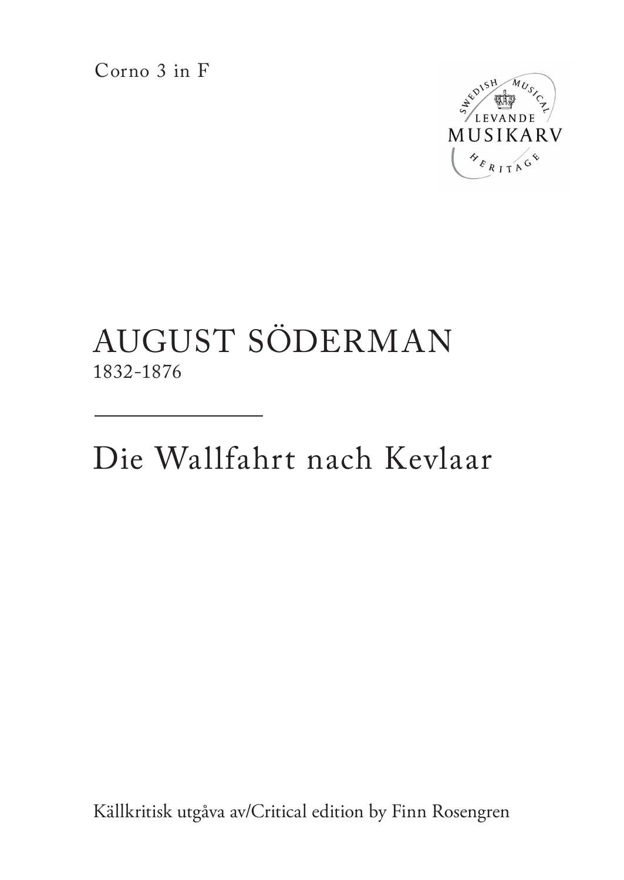Corno 3 in F

# AUGUST SÖDERMAN

1832-1876

---

# Die Wallfahrt nach Kevlaar

Källkritisk utgåva av/Critical edition by Finn Rosengren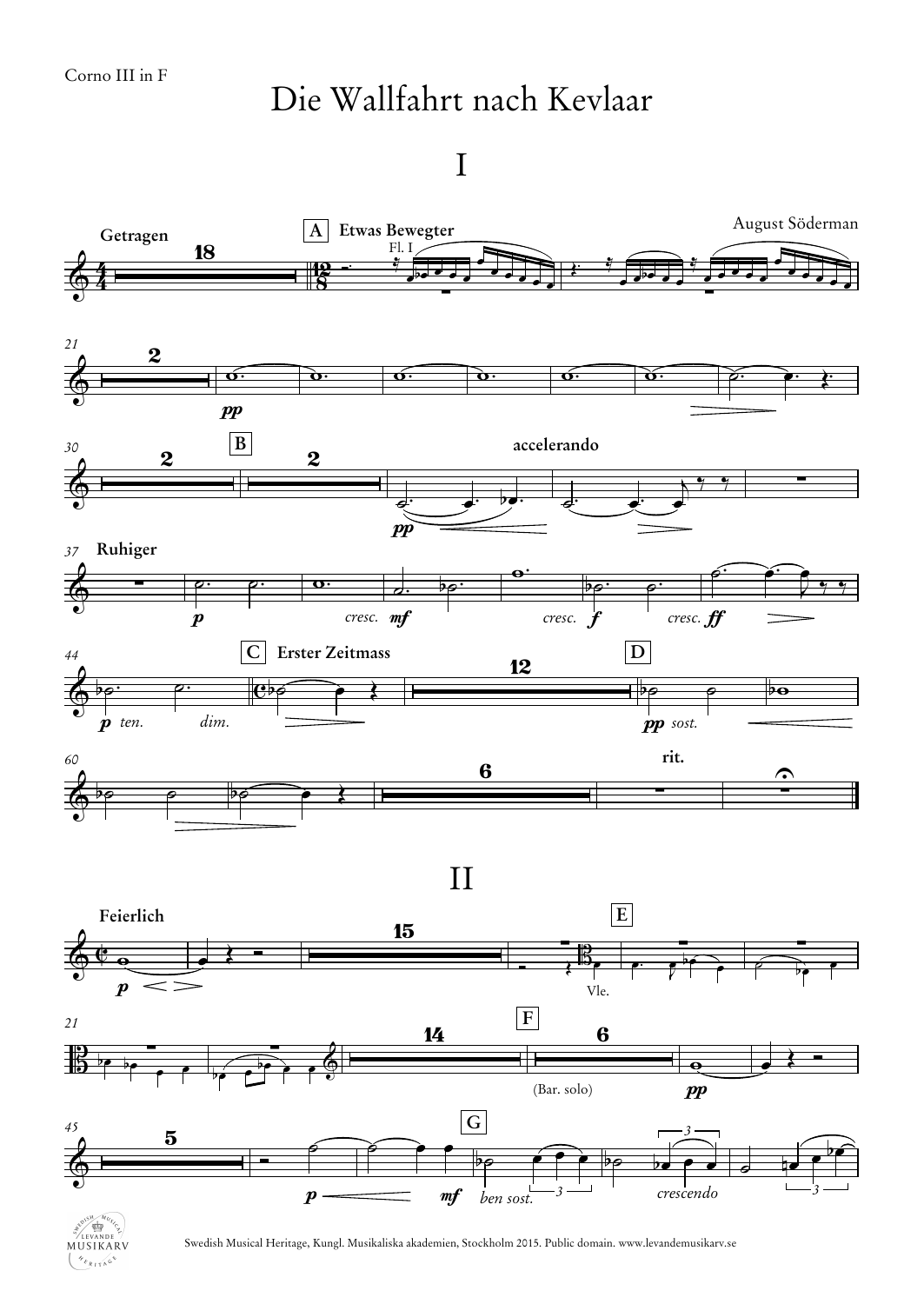Corno III in F

# Die Wallfahrt nach Kevlaar

August Söderman

## I

## II

Swedish Musical Heritage, Kungl. Musikaliska akademien, Stockholm 2015. Public domain. www.levandemusikarv.se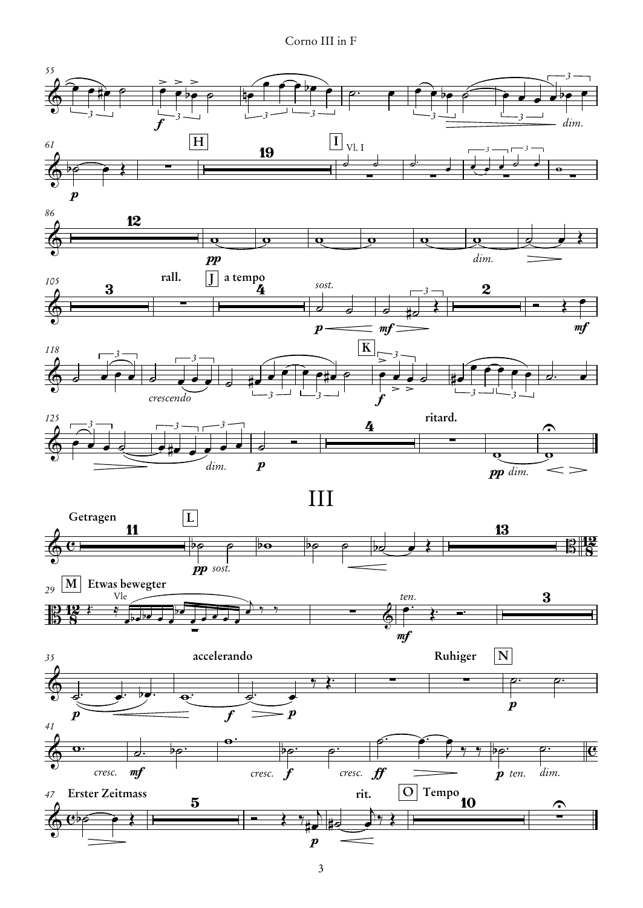# III